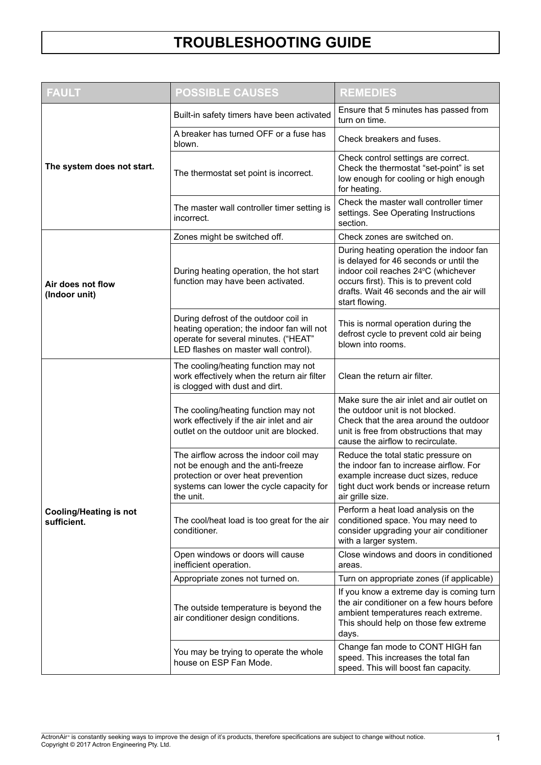# TROUBLESHOOTING GUIDE

| FAULT | POSSIBLE CAUSES | REMEDIES |
|---|---|---|
| **The system does not start.** | Built-in safety timers have been activated | Ensure that 5 minutes has passed from turn on time. |
| | A breaker has turned OFF or a fuse has blown. | Check breakers and fuses. |
| | The thermostat set point is incorrect. | Check control settings are correct. Check the thermostat “set-point” is set low enough for cooling or high enough for heating. |
| | The master wall controller timer setting is incorrect. | Check the master wall controller timer settings. See Operating Instructions section. |
| **Air does not flow (Indoor unit)** | Zones might be switched off. | Check zones are switched on. |
| | During heating operation, the hot start function may have been activated. | During heating operation the indoor fan is delayed for 46 seconds or until the indoor coil reaches 24°C (whichever occurs first). This is to prevent cold drafts. Wait 46 seconds and the air will start flowing. |
| | During defrost of the outdoor coil in heating operation; the indoor fan will not operate for several minutes. (“HEAT” LED flashes on master wall control). | This is normal operation during the defrost cycle to prevent cold air being blown into rooms. |
| **Cooling/Heating is not sufficient.** | The cooling/heating function may not work effectively when the return air filter is clogged with dust and dirt. | Clean the return air filter. |
| | The cooling/heating function may not work effectively if the air inlet and air outlet on the outdoor unit are blocked. | Make sure the air inlet and air outlet on the outdoor unit is not blocked. Check that the area around the outdoor unit is free from obstructions that may cause the airflow to recirculate. |
| | The airflow across the indoor coil may not be enough and the anti-freeze protection or over heat prevention systems can lower the cycle capacity for the unit. | Reduce the total static pressure on the indoor fan to increase airflow. For example increase duct sizes, reduce tight duct work bends or increase return air grille size. |
| | The cool/heat load is too great for the air conditioner. | Perform a heat load analysis on the conditioned space. You may need to consider upgrading your air conditioner with a larger system. |
| | Open windows or doors will cause inefficient operation. | Close windows and doors in conditioned areas. |
| | Appropriate zones not turned on. | Turn on appropriate zones (if applicable) |
| | The outside temperature is beyond the air conditioner design conditions. | If you know a extreme day is coming turn the air conditioner on a few hours before ambient temperatures reach extreme. This should help on those few extreme days. |
| | You may be trying to operate the whole house on ESP Fan Mode. | Change fan mode to CONT HIGH fan speed. This increases the total fan speed. This will boost fan capacity. |

ActronAir® is constantly seeking ways to improve the design of it's products, therefore specifications are subject to change without notice.
Copyright © 2017 Actron Engineering Pty. Ltd.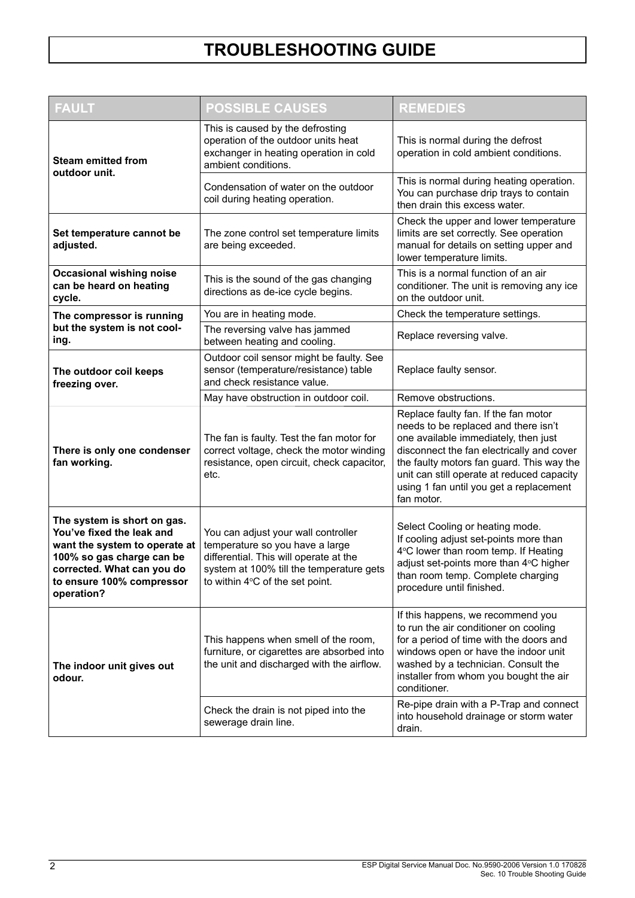# TROUBLESHOOTING GUIDE

| FAULT | POSSIBLE CAUSES | REMEDIES |
|---|---|---|
| **Steam emitted from outdoor unit.** | This is caused by the defrosting operation of the outdoor units heat exchanger in heating operation in cold ambient conditions. | This is normal during the defrost operation in cold ambient conditions. |
| | Condensation of water on the outdoor coil during heating operation. | This is normal during heating operation. You can purchase drip trays to contain then drain this excess water. |
| **Set temperature cannot be adjusted.** | The zone control set temperature limits are being exceeded. | Check the upper and lower temperature limits are set correctly. See operation manual for details on setting upper and lower temperature limits. |
| **Occasional wishing noise can be heard on heating cycle.** | This is the sound of the gas changing directions as de-ice cycle begins. | This is a normal function of an air conditioner. The unit is removing any ice on the outdoor unit. |
| **The compressor is running but the system is not cooling.** | You are in heating mode. | Check the temperature settings. |
| | The reversing valve has jammed between heating and cooling. | Replace reversing valve. |
| **The outdoor coil keeps freezing over.** | Outdoor coil sensor might be faulty. See sensor (temperature/resistance) table and check resistance value. | Replace faulty sensor. |
| | May have obstruction in outdoor coil. | Remove obstructions. |
| **There is only one condenser fan working.** | The fan is faulty. Test the fan motor for correct voltage, check the motor winding resistance, open circuit, check capacitor, etc. | Replace faulty fan. If the fan motor needs to be replaced and there isn't one available immediately, then just disconnect the fan electrically and cover the faulty motors fan guard. This way the unit can still operate at reduced capacity using 1 fan until you get a replacement fan motor. |
| **The system is short on gas. You've fixed the leak and want the system to operate at 100% so gas charge can be corrected. What can you do to ensure 100% compressor operation?** | You can adjust your wall controller temperature so you have a large differential. This will operate at the system at 100% till the temperature gets to within 4°C of the set point. | Select Cooling or heating mode. If cooling adjust set-points more than 4°C lower than room temp. If Heating adjust set-points more than 4°C higher than room temp. Complete charging procedure until finished. |
| **The indoor unit gives out odour.** | This happens when smell of the room, furniture, or cigarettes are absorbed into the unit and discharged with the airflow. | If this happens, we recommend you to run the air conditioner on cooling for a period of time with the doors and windows open or have the indoor unit washed by a technician. Consult the installer from whom you bought the air conditioner. |
| | Check the drain is not piped into the sewerage drain line. | Re-pipe drain with a P-Trap and connect into household drainage or storm water drain. |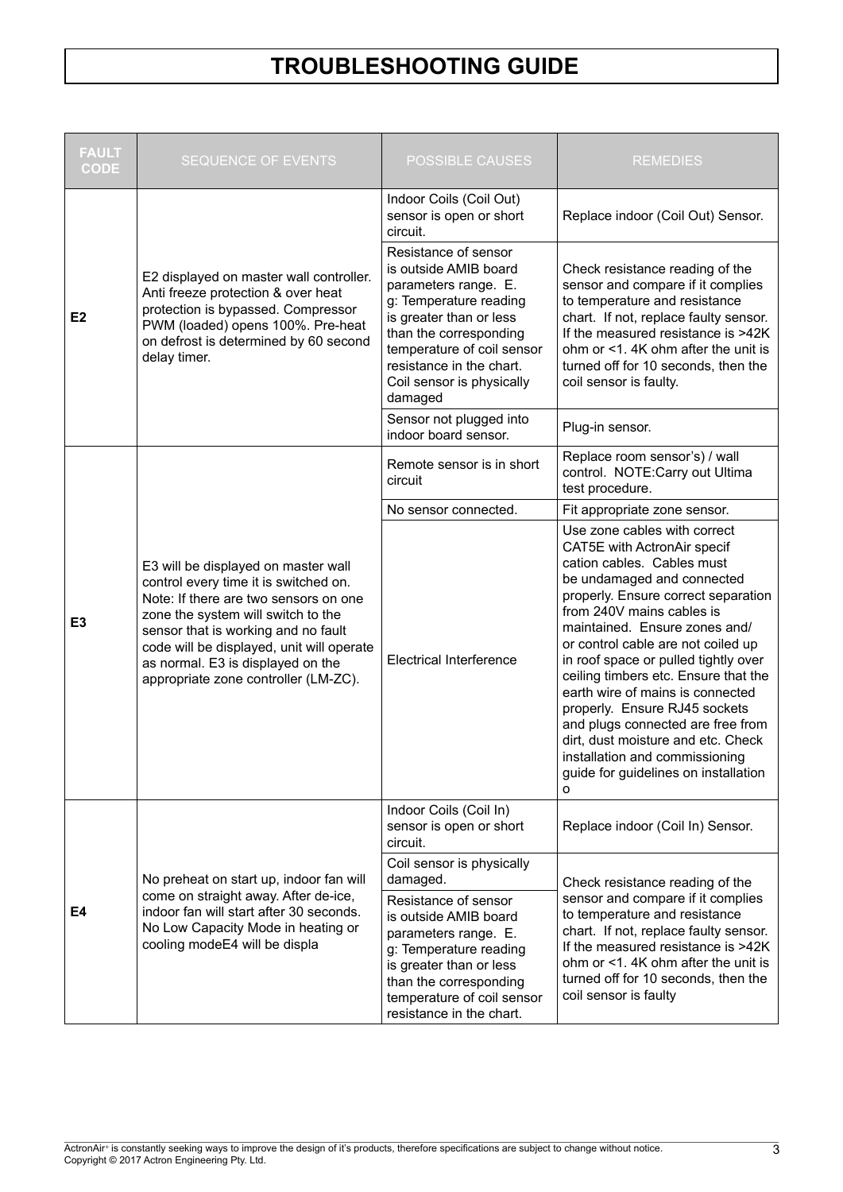# TROUBLESHOOTING GUIDE

| FAULT CODE | SEQUENCE OF EVENTS | POSSIBLE CAUSES | REMEDIES |
|---|---|---|---|
| E2 | E2 displayed on master wall controller. Anti freeze protection & over heat protection is bypassed. Compressor PWM (loaded) opens 100%. Pre-heat on defrost is determined by 60 second delay timer. | Indoor Coils (Coil Out) sensor is open or short circuit. | Replace indoor (Coil Out) Sensor. |
| | | Resistance of sensor is outside AMIB board parameters range. E. g: Temperature reading is greater than or less than the corresponding temperature of coil sensor resistance in the chart. Coil sensor is physically damaged | Check resistance reading of the sensor and compare if it complies to temperature and resistance chart. If not, replace faulty sensor. If the measured resistance is >42K ohm or <1. 4K ohm after the unit is turned off for 10 seconds, then the coil sensor is faulty. |
| | | Sensor not plugged into indoor board sensor. | Plug-in sensor. |
| E3 | E3 will be displayed on master wall control every time it is switched on. Note: If there are two sensors on one zone the system will switch to the sensor that is working and no fault code will be displayed, unit will operate as normal. E3 is displayed on the appropriate zone controller (LM-ZC). | Remote sensor is in short circuit | Replace room sensor's) / wall control. NOTE:Carry out Ultima test procedure. |
| | | No sensor connected. | Fit appropriate zone sensor. |
| | | Electrical Interference | Use zone cables with correct CAT5E with ActronAir specif cation cables. Cables must be undamaged and connected properly. Ensure correct separation from 240V mains cables is maintained. Ensure zones and/ or control cable are not coiled up in roof space or pulled tightly over ceiling timbers etc. Ensure that the earth wire of mains is connected properly. Ensure RJ45 sockets and plugs connected are free from dirt, dust moisture and etc. Check installation and commissioning guide for guidelines on installation o |
| E4 | No preheat on start up, indoor fan will come on straight away. After de-ice, indoor fan will start after 30 seconds. No Low Capacity Mode in heating or cooling modeE4 will be displa | Indoor Coils (Coil In) sensor is open or short circuit. | Replace indoor (Coil In) Sensor. |
| | | Coil sensor is physically damaged. | Check resistance reading of the sensor and compare if it complies to temperature and resistance chart. If not, replace faulty sensor. If the measured resistance is >42K ohm or <1. 4K ohm after the unit is turned off for 10 seconds, then the coil sensor is faulty |
| | | Resistance of sensor is outside AMIB board parameters range. E. g: Temperature reading is greater than or less than the corresponding temperature of coil sensor resistance in the chart. | |

ActronAir® is constantly seeking ways to improve the design of it's products, therefore specifications are subject to change without notice.
Copyright © 2017 Actron Engineering Pty. Ltd.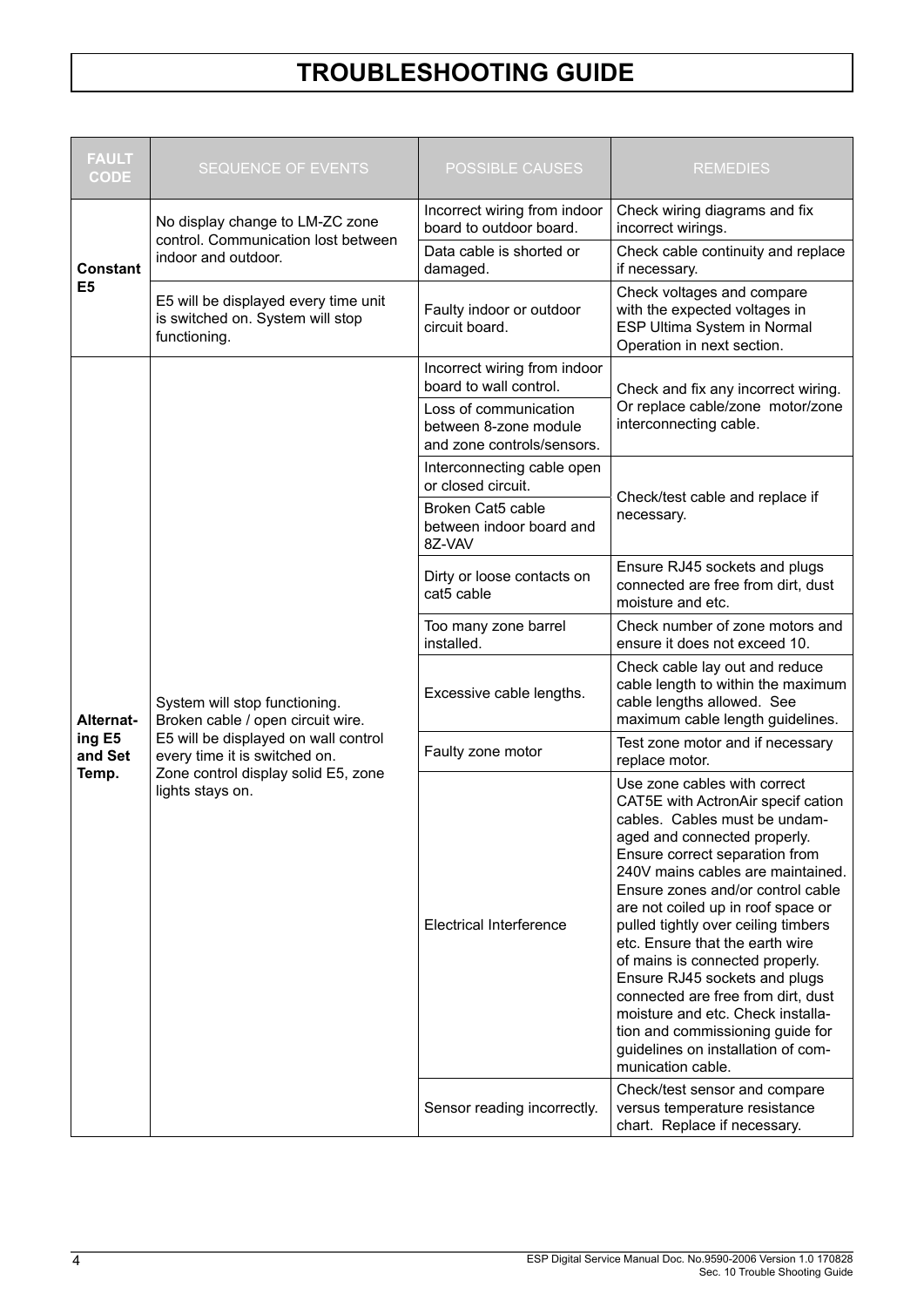# TROUBLESHOOTING GUIDE

| FAULT CODE | SEQUENCE OF EVENTS | POSSIBLE CAUSES | REMEDIES |
|---|---|---|---|
| **Constant E5** | No display change to LM-ZC zone control. Communication lost between indoor and outdoor. | Incorrect wiring from indoor board to outdoor board. | Check wiring diagrams and fix incorrect wirings. |
| | | Data cable is shorted or damaged. | Check cable continuity and replace if necessary. |
| | E5 will be displayed every time unit is switched on. System will stop functioning. | Faulty indoor or outdoor circuit board. | Check voltages and compare with the expected voltages in ESP Ultima System in Normal Operation in next section. |
| **Alternating E5 and Set Temp.** | System will stop functioning. Broken cable / open circuit wire. E5 will be displayed on wall control every time it is switched on. Zone control display solid E5, zone lights stays on. | Incorrect wiring from indoor board to wall control. | Check and fix any incorrect wiring. Or replace cable/zone motor/zone interconnecting cable. |
| | | Loss of communication between 8-zone module and zone controls/sensors. | |
| | | Interconnecting cable open or closed circuit. | Check/test cable and replace if necessary. |
| | | Broken Cat5 cable between indoor board and 8Z-VAV | |
| | | Dirty or loose contacts on cat5 cable | Ensure RJ45 sockets and plugs connected are free from dirt, dust moisture and etc. |
| | | Too many zone barrel installed. | Check number of zone motors and ensure it does not exceed 10. |
| | | Excessive cable lengths. | Check cable lay out and reduce cable length to within the maximum cable lengths allowed. See maximum cable length guidelines. |
| | | Faulty zone motor | Test zone motor and if necessary replace motor. |
| | | Electrical Interference | Use zone cables with correct CAT5E with ActronAir specif cation cables. Cables must be undamaged and connected properly. Ensure correct separation from 240V mains cables are maintained. Ensure zones and/or control cable are not coiled up in roof space or pulled tightly over ceiling timbers etc. Ensure that the earth wire of mains is connected properly. Ensure RJ45 sockets and plugs connected are free from dirt, dust moisture and etc. Check installation and commissioning guide for guidelines on installation of communication cable. |
| | | Sensor reading incorrectly. | Check/test sensor and compare versus temperature resistance chart. Replace if necessary. |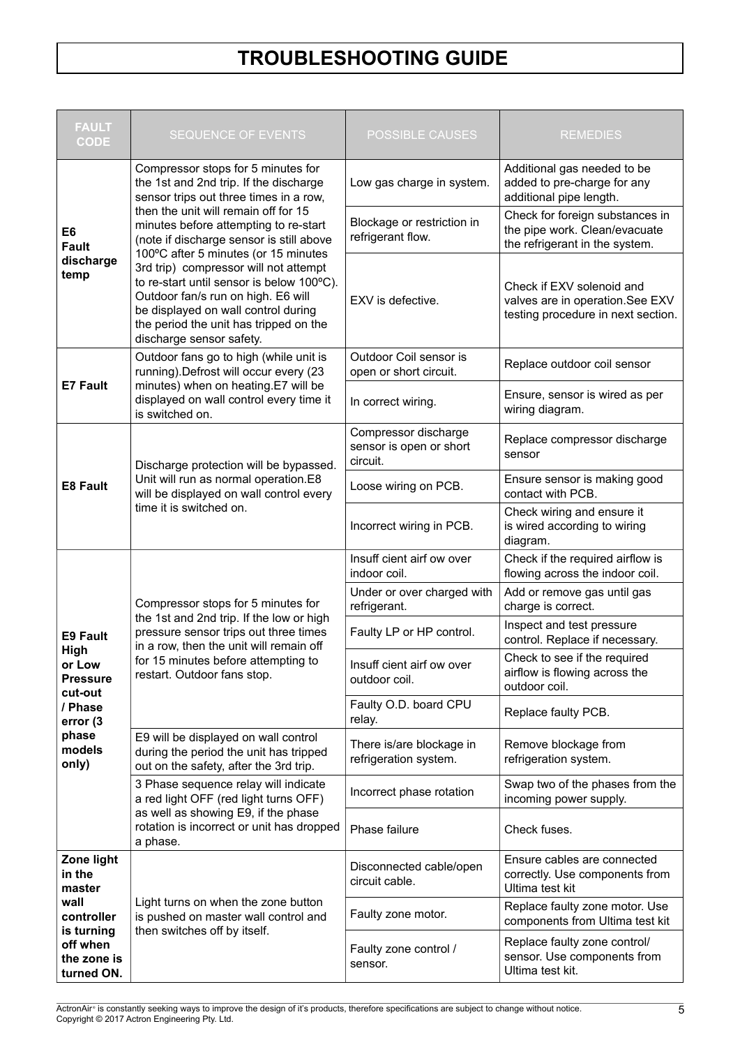# TROUBLESHOOTING GUIDE

| FAULT CODE | SEQUENCE OF EVENTS | POSSIBLE CAUSES | REMEDIES |
|---|---|---|---|
| **E6 Fault discharge temp** | Compressor stops for 5 minutes for the 1st and 2nd trip. If the discharge sensor trips out three times in a row, then the unit will remain off for 15 minutes before attempting to re-start (note if discharge sensor is still above 100ºC after 5 minutes (or 15 minutes 3rd trip) compressor will not attempt to re-start until sensor is below 100ºC). Outdoor fan/s run on high. E6 will be displayed on wall control during the period the unit has tripped on the discharge sensor safety. | Low gas charge in system. | Additional gas needed to be added to pre-charge for any additional pipe length. |
| | | Blockage or restriction in refrigerant flow. | Check for foreign substances in the pipe work. Clean/evacuate the refrigerant in the system. |
| | | EXV is defective. | Check if EXV solenoid and valves are in operation.See EXV testing procedure in next section. |
| **E7 Fault** | Outdoor fans go to high (while unit is running).Defrost will occur every (23 minutes) when on heating.E7 will be displayed on wall control every time it is switched on. | Outdoor Coil sensor is open or short circuit. | Replace outdoor coil sensor |
| | | In correct wiring. | Ensure, sensor is wired as per wiring diagram. |
| **E8 Fault** | Discharge protection will be bypassed. Unit will run as normal operation.E8 will be displayed on wall control every time it is switched on. | Compressor discharge sensor is open or short circuit. | Replace compressor discharge sensor |
| | | Loose wiring on PCB. | Ensure sensor is making good contact with PCB. |
| | | Incorrect wiring in PCB. | Check wiring and ensure it is wired according to wiring diagram. |
| **E9 Fault High or Low Pressure cut-out / Phase error (3 phase models only)** | Compressor stops for 5 minutes for the 1st and 2nd trip. If the low or high pressure sensor trips out three times in a row, then the unit will remain off for 15 minutes before attempting to restart. Outdoor fans stop. | Insuff cient airf ow over indoor coil. | Check if the required airflow is flowing across the indoor coil. |
| | | Under or over charged with refrigerant. | Add or remove gas until gas charge is correct. |
| | | Faulty LP or HP control. | Inspect and test pressure control. Replace if necessary. |
| | | Insuff cient airf ow over outdoor coil. | Check to see if the required airflow is flowing across the outdoor coil. |
| | | Faulty O.D. board CPU relay. | Replace faulty PCB. |
| | E9 will be displayed on wall control during the period the unit has tripped out on the safety, after the 3rd trip. | There is/are blockage in refrigeration system. | Remove blockage from refrigeration system. |
| | 3 Phase sequence relay will indicate a red light OFF (red light turns OFF) as well as showing E9, if the phase rotation is incorrect or unit has dropped a phase. | Incorrect phase rotation | Swap two of the phases from the incoming power supply. |
| | | Phase failure | Check fuses. |
| **Zone light in the master wall controller is turning off when the zone is turned ON.** | Light turns on when the zone button is pushed on master wall control and then switches off by itself. | Disconnected cable/open circuit cable. | Ensure cables are connected correctly. Use components from Ultima test kit |
| | | Faulty zone motor. | Replace faulty zone motor. Use components from Ultima test kit |
| | | Faulty zone control / sensor. | Replace faulty zone control/ sensor. Use components from Ultima test kit. |

ActronAir® is constantly seeking ways to improve the design of it's products, therefore specifications are subject to change without notice.
Copyright © 2017 Actron Engineering Pty. Ltd.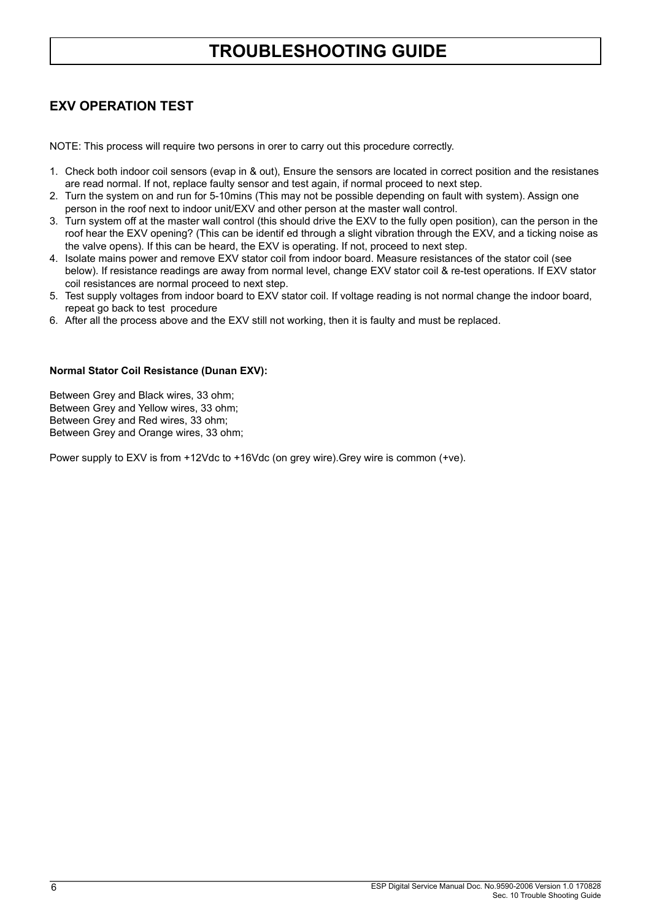# TROUBLESHOOTING GUIDE

## EXV OPERATION TEST

NOTE: This process will require two persons in orer to carry out this procedure correctly.

1. Check both indoor coil sensors (evap in & out), Ensure the sensors are located in correct position and the resistanes are read normal. If not, replace faulty sensor and test again, if normal proceed to next step.
2. Turn the system on and run for 5-10mins (This may not be possible depending on fault with system). Assign one person in the roof next to indoor unit/EXV and other person at the master wall control.
3. Turn system off at the master wall control (this should drive the EXV to the fully open position), can the person in the roof hear the EXV opening? (This can be identif ed through a slight vibration through the EXV, and a ticking noise as the valve opens). If this can be heard, the EXV is operating. If not, proceed to next step.
4. Isolate mains power and remove EXV stator coil from indoor board. Measure resistances of the stator coil (see below). If resistance readings are away from normal level, change EXV stator coil & re-test operations. If EXV stator coil resistances are normal proceed to next step.
5. Test supply voltages from indoor board to EXV stator coil. If voltage reading is not normal change the indoor board, repeat go back to test procedure
6. After all the process above and the EXV still not working, then it is faulty and must be replaced.

**Normal Stator Coil Resistance (Dunan EXV):**

Between Grey and Black wires, 33 ohm;
Between Grey and Yellow wires, 33 ohm;
Between Grey and Red wires, 33 ohm;
Between Grey and Orange wires, 33 ohm;

Power supply to EXV is from +12Vdc to +16Vdc (on grey wire).Grey wire is common (+ve).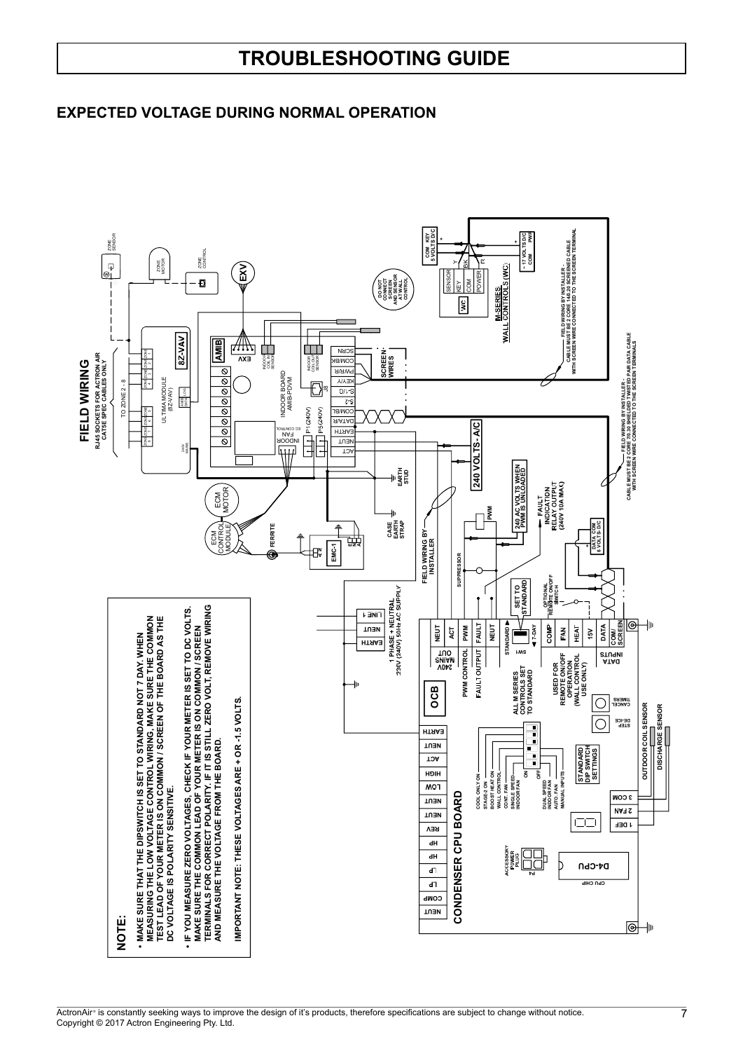# TROUBLESHOOTING GUIDE

## EXPECTED VOLTAGE DURING NORMAL OPERATION

### NOTE:

- **MAKE SURE THAT THE DIPSWITCH IS SET TO STANDARD NOT 7 DAY. WHEN MEASURING THE LOW VOLTAGE CONTROL WIRING, MAKE SURE THE COMMON TEST LEAD OF YOUR METER IS ON COMMON / SCREEN OF THE BOARD AS THE DC VOLTAGE IS POLARITY SENSITIVE.**
- **IF YOU MEASURE ZERO VOLTAGES, CHECK IF YOUR METER IS SET TO DC VOLTS. MAKE SURE THE COMMON LEAD OF YOUR METER IS ON COMMON / SCREEN TERMINALS FOR CORRECT POLARITY. IF IT IS STILL ZERO VOLT, REMOVE WIRING AND MEASURE THE VOLTAGE FROM THE BOARD.**

**IMPORTANT NOTE: THESE VOLTAGES ARE + OR -1.5 VOLTS.**

### FIELD WIRING

RJ45 SOCKETS FOR ACTRON AIR CAT5E SPEC CABLES ONLY

TO ZONE 2 - 8

ULTIMA MODULE (8Z-VAV)

8Z-VAV

ZONE SENSOR

ZONE MOTOR

ZONE CONTROL

EXV

AMIB

INDOOR COIL IN SENSOR

INDOOR COIL OUT SENSOR

INDOOR BOARD AMIB-PDVM

INDOOR FAN EC CONTROL

P1 (240V)

P5 (240V)

ACT | NEUT | EARTH | DATA/R | COM/BL | S-2 | G-1/O | KEY/Y | PWR/R | COM/BK | SCRN

SCREEN WIRES

ECM MOTOR

ECM CONTROL MODULE

FERRITE

EMC-1

CASE EARTH STRAP

EARTH STUD

240 VOLTS - A/C

DO NOT CONNECT SCREEN AND SENSOR AT WALL CONTROL

SENSOR | KEY | COM | POWER

WC

M-SERIES WALL CONTROLS (WC)

COM KEY 5 VOLTS D/C

~ 17 VOLTS D/C COM PWR

FIELD WIRING BY INSTALLER - CABLE MUST BE 2 CORE 14/0.20 SCREENED CABLE WITH SCREEN WIRE CONNECTED TO THE SCREEN TERMINAL

FIELD WIRING BY INSTALLER - CABLE MUST BE 2 CORE 7/0.20 SHIELDED TWISTED PAIR DATA CABLE WITH SCREEN WIRE CONNECTED TO THE SCREEN TERMINALS

FIELD WIRING BY INSTALLER

1 PHASE + NEUTRAL 230V (240V) 50Hz AC SUPPLY

EARTH | NEUT | LINE 1

SUPPRESSOR

PWM

240 AC VOLTS WHEN PWM IS UNLOADED

FAULT INDICATION RELAY OUTPUT (240V 10A MAX)

DATA COM 6 VOLTS D/C

SET TO STANDARD

OPTIONAL REMOTE ON/OFF SWITCH

### CONDENSER CPU BOARD

OCB

240V MAINS OUT: NEUT | ACT

PWM CONTROL: PWM

FAULT OUTPUT: FAULT | NEUT

SW1: STANDARD / 7-DAY

ALL M SERIES CONTROLS SET TO STANDARD

USED FOR REMOTE ON/OFF OPERATION (WALL CONTROL USE ONLY): COMP | FAN | HEAT

DATA INPUTS: 15V | DATA | COM/ SCREEN

CANCEL TIMERS

STEP DE-ICE

EARTH | NEUT | ACT | HIGH | LOW | NEUT | NEUT | REV | HP | HP | LP | COMP | NEUT

COOL ONLY ON
STAGE-2 ON
BOOST HEAT ON
WALL CONTROL
CONT. FAN
SINGLE SPEED INDOOR FAN

DUAL SPEED INDOOR FAN
AUTO. FAN
MANUAL INPUTS

ON / OFF

STANDARD DIP SWITCH SETTINGS

ACCESSORY POWER PLUG P4

D4-CPU

CPU CHIP

1 DEF | 2 FAN | 3 COM

OUTDOOR COIL SENSOR

DISCHARGE SENSOR

ActronAir® is constantly seeking ways to improve the design of it's products, therefore specifications are subject to change without notice.
Copyright © 2017 Actron Engineering Pty. Ltd.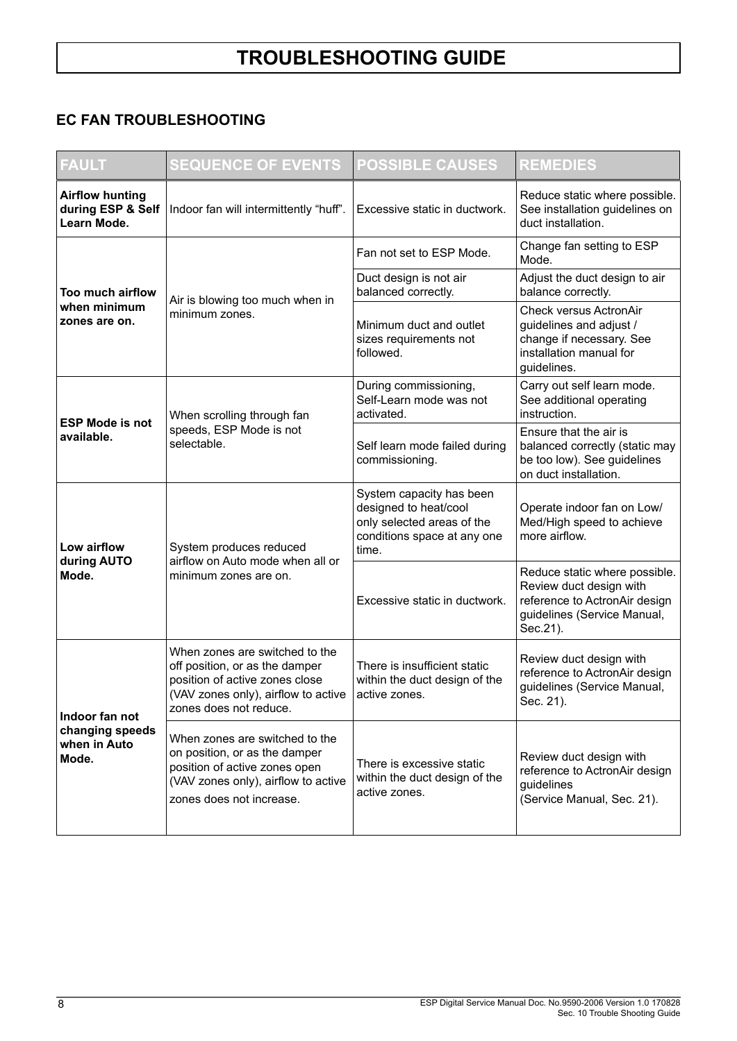# TROUBLESHOOTING GUIDE

## EC FAN TROUBLESHOOTING

| FAULT | SEQUENCE OF EVENTS | POSSIBLE CAUSES | REMEDIES |
|---|---|---|---|
| **Airflow hunting during ESP & Self Learn Mode.** | Indoor fan will intermittently "huff". | Excessive static in ductwork. | Reduce static where possible. See installation guidelines on duct installation. |
| **Too much airflow when minimum zones are on.** | Air is blowing too much when in minimum zones. | Fan not set to ESP Mode. | Change fan setting to ESP Mode. |
| | | Duct design is not air balanced correctly. | Adjust the duct design to air balance correctly. |
| | | Minimum duct and outlet sizes requirements not followed. | Check versus ActronAir guidelines and adjust / change if necessary. See installation manual for guidelines. |
| **ESP Mode is not available.** | When scrolling through fan speeds, ESP Mode is not selectable. | During commissioning, Self-Learn mode was not activated. | Carry out self learn mode. See additional operating instruction. |
| | | Self learn mode failed during commissioning. | Ensure that the air is balanced correctly (static may be too low). See guidelines on duct installation. |
| **Low airflow during AUTO Mode.** | System produces reduced airflow on Auto mode when all or minimum zones are on. | System capacity has been designed to heat/cool only selected areas of the conditions space at any one time. | Operate indoor fan on Low/ Med/High speed to achieve more airflow. |
| | | Excessive static in ductwork. | Reduce static where possible. Review duct design with reference to ActronAir design guidelines (Service Manual, Sec.21). |
| **Indoor fan not changing speeds when in Auto Mode.** | When zones are switched to the off position, or as the damper position of active zones close (VAV zones only), airflow to active zones does not reduce. | There is insufficient static within the duct design of the active zones. | Review duct design with reference to ActronAir design guidelines (Service Manual, Sec. 21). |
| | When zones are switched to the on position, or as the damper position of active zones open (VAV zones only), airflow to active zones does not increase. | There is excessive static within the duct design of the active zones. | Review duct design with reference to ActronAir design guidelines (Service Manual, Sec. 21). |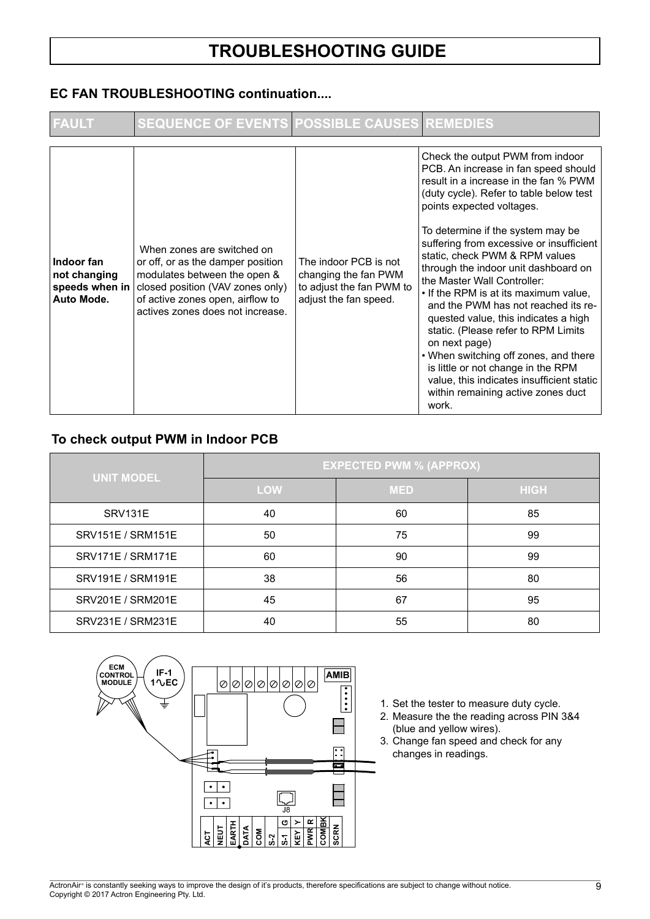# TROUBLESHOOTING GUIDE

## EC FAN TROUBLESHOOTING continuation....

| FAULT | SEQUENCE OF EVENTS | POSSIBLE CAUSES | REMEDIES |
|---|---|---|---|
| **Indoor fan not changing speeds when in Auto Mode.** | When zones are switched on or off, or as the damper position modulates between the open & closed position (VAV zones only) of active zones open, airflow to actives zones does not increase. | The indoor PCB is not changing the fan PWM to adjust the fan PWM to adjust the fan speed. | Check the output PWM from indoor PCB. An increase in fan speed should result in a increase in the fan % PWM (duty cycle). Refer to table below test points expected voltages.<br><br>To determine if the system may be suffering from excessive or insufficient static, check PWM & RPM values through the indoor unit dashboard on the Master Wall Controller:<br>• If the RPM is at its maximum value, and the PWM has not reached its requested value, this indicates a high static. (Please refer to RPM Limits on next page)<br>• When switching off zones, and there is little or not change in the RPM value, this indicates insufficient static within remaining active zones duct work. |

## To check output PWM in Indoor PCB

| UNIT MODEL | EXPECTED PWM % (APPROX) | | |
|---|---|---|---|
| | LOW | MED | HIGH |
| SRV131E | 40 | 60 | 85 |
| SRV151E / SRM151E | 50 | 75 | 99 |
| SRV171E / SRM171E | 60 | 90 | 99 |
| SRV191E / SRM191E | 38 | 56 | 80 |
| SRV201E / SRM201E | 45 | 67 | 95 |
| SRV231E / SRM231E | 40 | 55 | 80 |

1. Set the tester to measure duty cycle.
2. Measure the the reading across PIN 3&4 (blue and yellow wires).
3. Change fan speed and check for any changes in readings.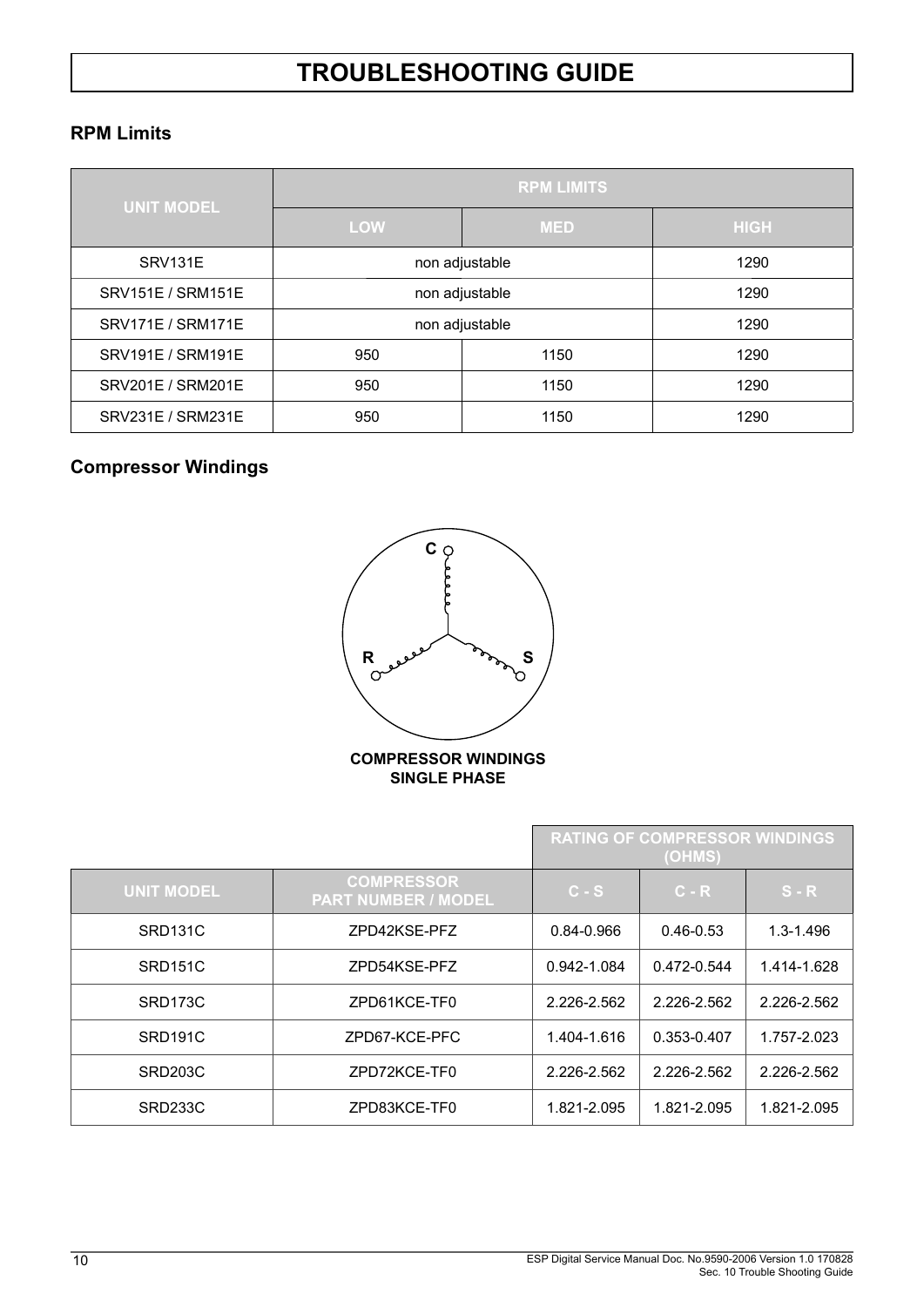# TROUBLESHOOTING GUIDE

## RPM Limits

| UNIT MODEL | RPM LIMITS | | |
|---|---|---|---|
| | LOW | MED | HIGH |
| SRV131E | non adjustable | | 1290 |
| SRV151E / SRM151E | non adjustable | | 1290 |
| SRV171E / SRM171E | non adjustable | | 1290 |
| SRV191E / SRM191E | 950 | 1150 | 1290 |
| SRV201E / SRM201E | 950 | 1150 | 1290 |
| SRV231E / SRM231E | 950 | 1150 | 1290 |

## Compressor Windings

C

R

S

COMPRESSOR WINDINGS
SINGLE PHASE

| | | RATING OF COMPRESSOR WINDINGS (OHMS) | | |
|---|---|---|---|---|
| UNIT MODEL | COMPRESSOR PART NUMBER / MODEL | C - S | C - R | S - R |
| SRD131C | ZPD42KSE-PFZ | 0.84-0.966 | 0.46-0.53 | 1.3-1.496 |
| SRD151C | ZPD54KSE-PFZ | 0.942-1.084 | 0.472-0.544 | 1.414-1.628 |
| SRD173C | ZPD61KCE-TF0 | 2.226-2.562 | 2.226-2.562 | 2.226-2.562 |
| SRD191C | ZPD67-KCE-PFC | 1.404-1.616 | 0.353-0.407 | 1.757-2.023 |
| SRD203C | ZPD72KCE-TF0 | 2.226-2.562 | 2.226-2.562 | 2.226-2.562 |
| SRD233C | ZPD83KCE-TF0 | 1.821-2.095 | 1.821-2.095 | 1.821-2.095 |